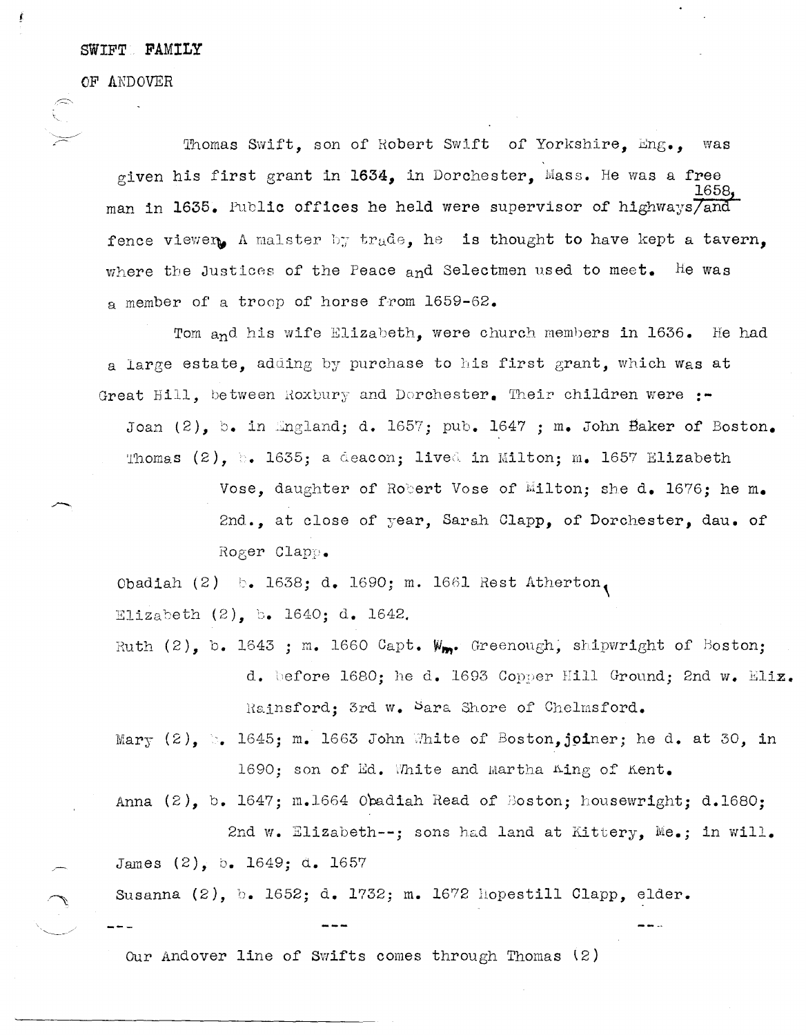# SWIFT FAMILY

## OF ANDOVER

Thomas Swift, son of Robert Swift of Yorkshire, Eng., was given his first grant in 1634, in Dorchester, Mass. He was a free man in 1635. Public offices he held were supervisor of highways 1658, and fence viewer. A malster by trade, he is thought to have kept a tavern, where the Justices of the Peace and Selectmen used to meet. He was a member of a troop of horse from 1659-62.

Tom and his wife Elizabeth, were church members in 1636. He had a large estate, adding by purchase to his first grant, which was at Great Hill, between Roxbury and Dorchester. Their children were :-

- Joan (2), b. in England; d. 1657; pub. 1647 ; m. John Baker of Boston.
- Thomas (2), b. 1635; a deacon; lived in Milton; m. 1657 Elizabeth Vose, daughter of Robert Vose of Milton; she d. 1676; he m. 2nd., at close of year, Sarah Clapp, of Dorchester, dau. of Roger Clapp.
- Obadiah (2) b. 1638; d. 1690; m. 1661 Rest Atherton.
- Elizabeth (2), b. 1640; d. 1642.
- Ruth (2), b. 1643 ; m. 1660 Capt. Wm. Greenough, shipwright of Boston; d. before 1680; he d. 1693 Copper Hill Ground; 2nd w. Eliz. Rainsford; 3rd w. Sara Shore of Chelmsford.
- Mary (2), b. 1645; m. 1663 John White of Boston, joiner; he d. at 30, in 1690; son of Ed. White and Martha King of Kent.
- Anna (2), b. 1647; m.1664 Obadiah Read of Boston; housewright; d.1680; 2nd w. Elizabeth--; sons had land at Kittery, Me.; in will.
- James (2), b. 1649; d. 1657
- Susanna (2), b. 1652; d. 1732; m. 1672 Hopestill Clapp, elder.

--- --- ---

Our Andover line of Swifts comes through Thomas (2)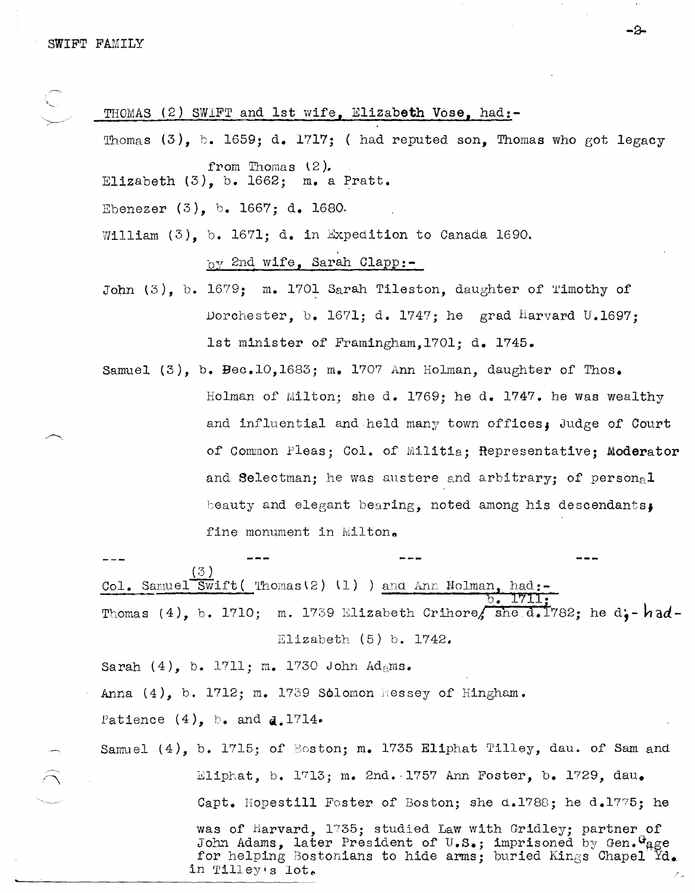THOMAS (2) SWIFT and 1st wife, Elizabeth Vose, had:-

Thomas (3), b. 1659; d. 1717; ( had reputed son, Thomas who got legacy from Thomas (2).

Elizabeth (3), b. 1662; m. a Pratt.

Ebenezer (3), b. 1667; d. 1680.

William (3), b. 1671; d. in Expedition to Canada 1690.

by 2nd wife, Sarah Clapp:-

John (3), b. 1679; m. 1701 Sarah Tileston, daughter of Timothy of Dorchester, b. 1671; d. 1747; he grad Harvard U.1697; 1st minister of Framingham,1701; d. 1745.

Samuel (3), b. Dec.10,1683; m. 1707 Ann Holman, daughter of Thos. Holman of Milton; she d. 1769; he d. 1747. he was wealthy and influential and held many town offices; Judge of Court of Common Pleas; Col. of Militia; Representative; Moderator and Selectman; he was austere and arbitrary; of personal beauty and elegant bearing, noted among his descendants; fine monument in Milton.

--- --- --- ---

Col. Samuel (3) Swift( Thomas(2) (1) ) and Ann Holman, had:-

Thomas (4), b. 1710; m. 1739 Elizabeth Crihore, b. 1711; she d.1782; he d;- had- Elizabeth (5) b. 1742.

Sarah (4), b. 1711; m. 1730 John Adams.

Anna (4), b. 1712; m. 1739 Solomon Hessey of Hingham.

Patience (4), b. and d.1714.

Samuel (4), b. 1715; of Boston; m. 1735 Eliphat Tilley, dau. of Sam and Eliphat, b. 1713; m. 2nd. 1757 Ann Foster, b. 1729, dau. Capt. Hopestill Foster of Boston; she d.1788; he d.1775; he was of Harvard, 1735; studied Law with Gridley; partner of John Adams, later President of U.S.; imprisoned by Gen. Gage for helping Bostonians to hide arms; buried Kings Chapel Yd. in Tilley's lot.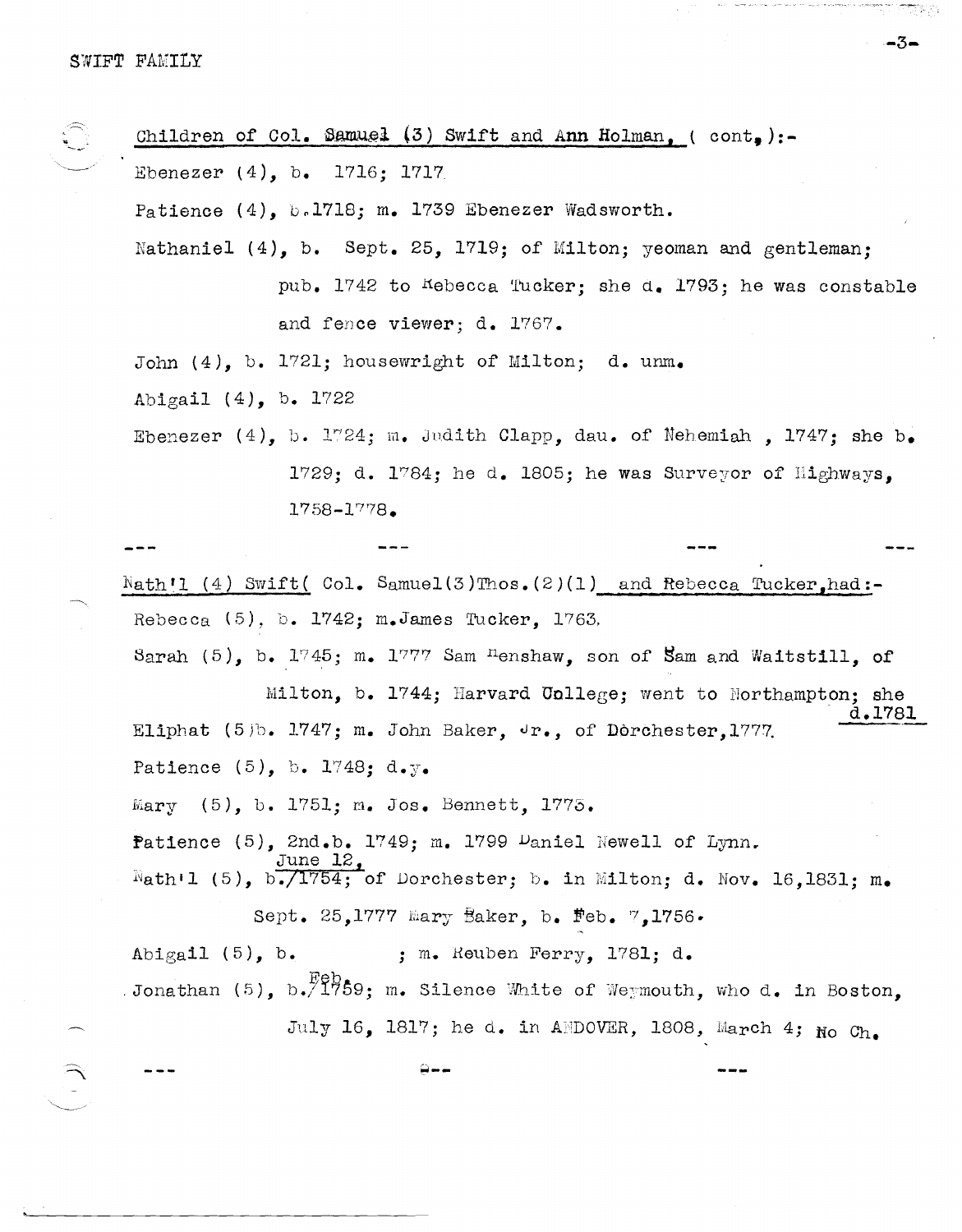Children of Col. Samuel (3) Swift and Ann Holman, ( cont.):-

Ebenezer (4), b. 1716; 1717

Patience (4), b.1718; m. 1739 Ebenezer Wadsworth.

Nathaniel (4), b. Sept. 25, 1719; of Milton; yeoman and gentleman; pub. 1742 to Rebecca Tucker; she d. 1793; he was constable and fence viewer; d. 1767.

John (4), b. 1721; housewright of Milton; d. unm.

Abigail (4), b. 1722

Ebenezer (4), b. 1724; m. Judith Clapp, dau. of Nehemiah , 1747; she b. 1729; d. 1784; he d. 1805; he was Surveyor of Highways, 1758-1778.

--- --- --- ---

Nath'l (4) Swift( Col. Samuel(3)Thos.(2)(1) and Rebecca Tucker,had:-

Rebecca (5), b. 1742; m.James Tucker, 1763.

Sarah (5), b. 1745; m. 1777 Sam Henshaw, son of Sam and Waitstill, of Milton, b. 1744; Harvard College; went to Northampton; she d.1781

Eliphat (5)b. 1747; m. John Baker, Jr., of Dorchester,1777.

Patience (5), b. 1748; d.y.

Mary (5), b. 1751; m. Jos. Bennett, 1775.

Patience (5), 2nd.b. 1749; m. 1799 Daniel Newell of Lynn.

Nath'l (5), b. June 12, 1754; of Dorchester; b. in Milton; d. Nov. 16,1831; m. Sept. 25,1777 Mary Baker, b. Feb. 7,1756.

Abigail (5), b. ; m. Reuben Ferry, 1781; d.

Jonathan (5), b. Feb. 1759; m. Silence White of Weymouth, who d. in Boston, July 16, 1817; he d. in ANDOVER, 1808, March 4; No Ch.

--- --- ---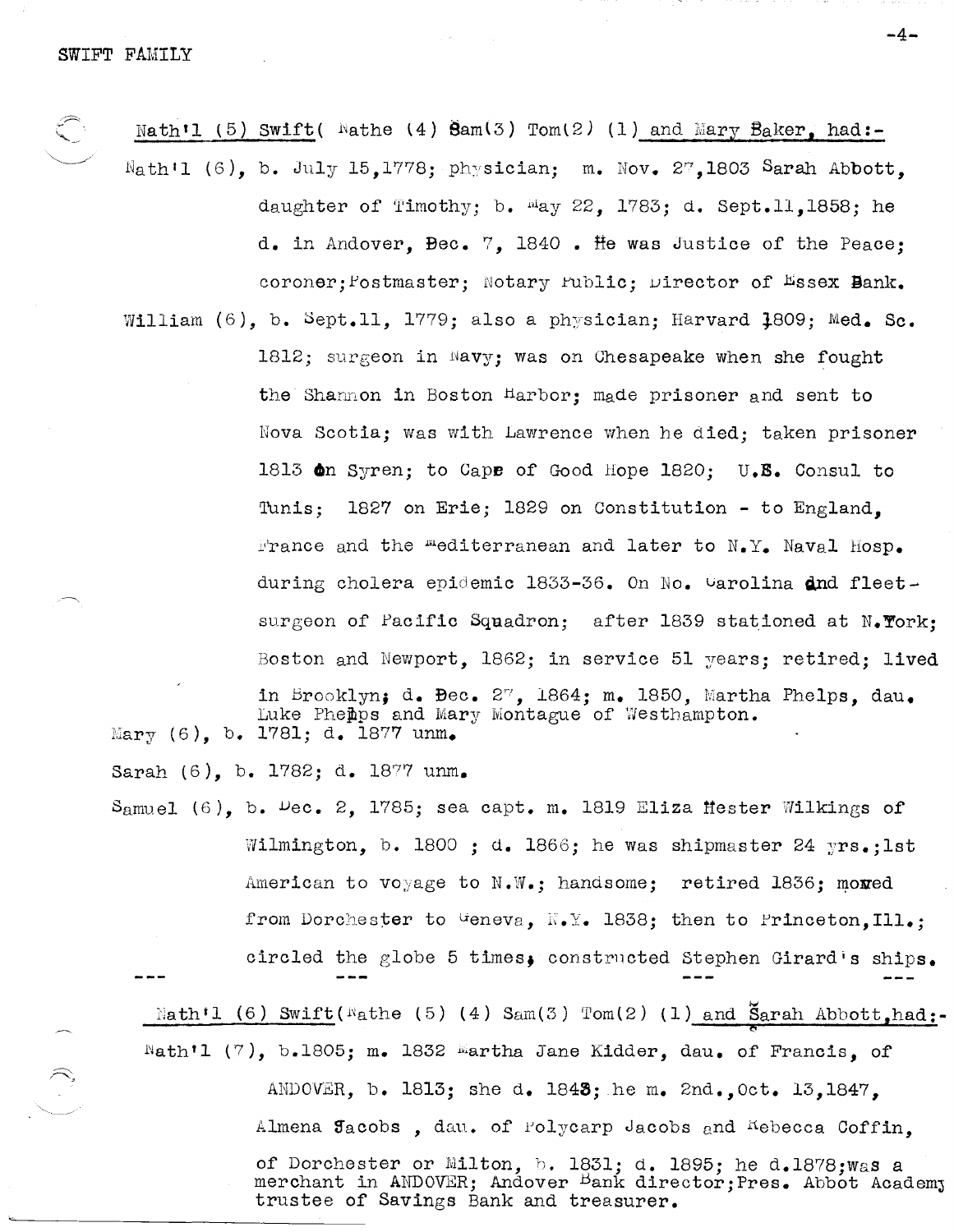Nath'l (5) Swift( Nathe (4) Sam(3) Tom(2) (1) and Mary Baker, had:-

Nath'l (6), b. July 15,1778; physician; m. Nov. 27,1803 Sarah Abbott, daughter of Timothy; b. May 22, 1783; d. Sept.11,1858; he d. in Andover, Dec. 7, 1840 . He was Justice of the Peace; coroner;Postmaster; Notary Public; Director of Essex Bank.

William (6), b. Sept.11, 1779; also a physician; Harvard 1809; Med. Sc. 1812; surgeon in Navy; was on Chesapeake when she fought the Shannon in Boston Harbor; made prisoner and sent to Nova Scotia; was with Lawrence when he died; taken prisoner 1813 on Syren; to Cape of Good Hope 1820; U.S. Consul to Tunis; 1827 on Erie; 1829 on Constitution - to England, France and the Mediterranean and later to N.Y. Naval Hosp. during cholera epidemic 1833-36. On No. Carolina and fleet-surgeon of Pacific Squadron; after 1839 stationed at N.York; Boston and Newport, 1862; in service 51 years; retired; lived in Brooklyn; d. Dec. 27, 1864; m. 1850, Martha Phelps, dau. Luke Phelps and Mary Montague of Westhampton.

Mary (6), b. 1781; d. 1877 unm.

Sarah (6), b. 1782; d. 1877 unm.

Samuel (6), b. Dec. 2, 1785; sea capt. m. 1819 Eliza Hester Wilkings of Wilmington, b. 1800 ; d. 1866; he was shipmaster 24 yrs.;1st American to voyage to N.W.; handsome; retired 1836; moved from Dorchester to Geneva, N.Y. 1838; then to Princeton,Ill.; circled the globe 5 times, constructed Stephen Girard's ships.

--- --- --- ---

Nath'l (6) Swift(Nathe (5) (4) Sam(3) Tom(2) (1) and Sarah Abbott,had:-

Nath'l (7), b.1805; m. 1832 Martha Jane Kidder, dau. of Francis, of ANDOVER, b. 1813; she d. 1843; he m. 2nd.,Oct. 13,1847, Almena Jacobs , dau. of Polycarp Jacobs and Rebecca Coffin, of Dorchester or Milton, b. 1831; d. 1895; he d.1878;was a merchant in ANDOVER; Andover Bank director;Pres. Abbot Academy trustee of Savings Bank and treasurer.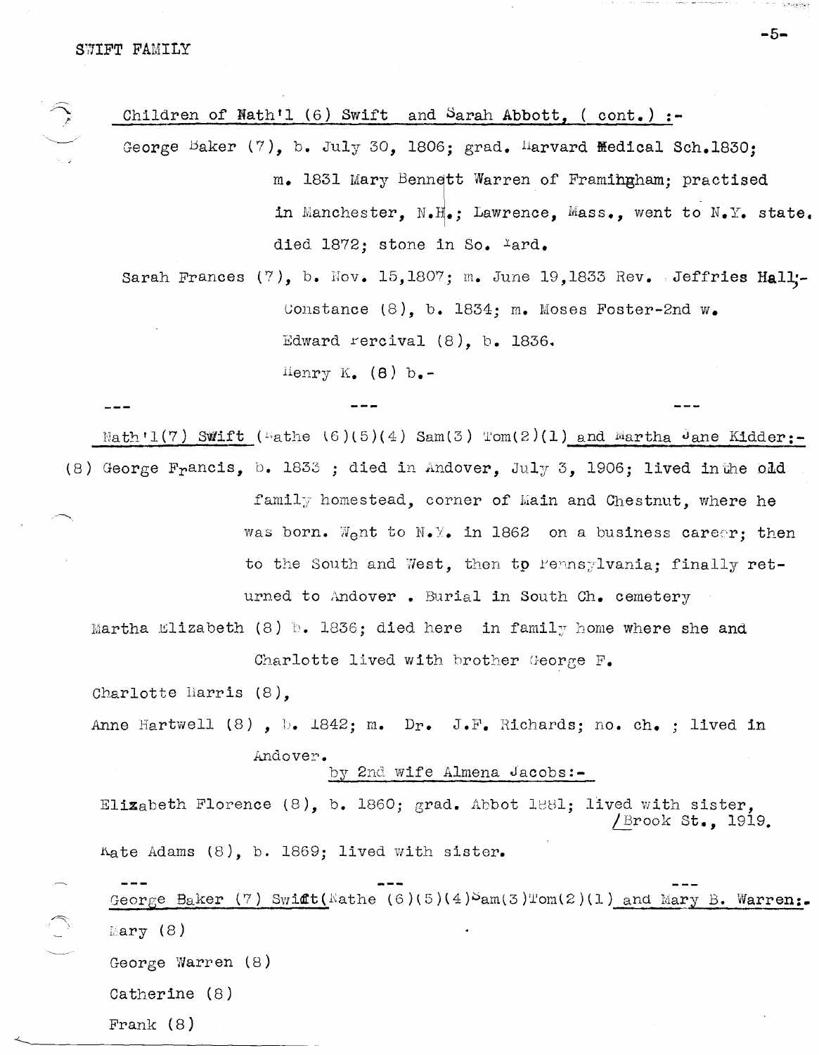Children of Nath'l (6) Swift and Sarah Abbott, ( cont.) :-

George Baker (7), b. July 30, 1806; grad. Harvard Medical Sch.1830; m. 1831 Mary Bennett Warren of Framingham; practised in Manchester, N.H.; Lawrence, Mass., went to N.Y. state, died 1872; stone in So. Yard.

Sarah Frances (7), b. Nov. 15,1807; m. June 19,1833 Rev. Jeffries Hall;-

Constance (8), b. 1834; m. Moses Foster-2nd w.

Edward Percival (8), b. 1836.

Henry K. (8) b.-

--- --- ---

Nath'l(7) Swift (Nathe (6)(5)(4) Sam(3) Tom(2)(1) and Martha Jane Kidder:-

(8) George Francis, b. 1833 ; died in Andover, July 3, 1906; lived in the old family homestead, corner of Main and Chestnut, where he was born. Went to N.Y. in 1862 on a business career; then to the South and West, then to Pennsylvania; finally returned to Andover . Burial in South Ch. cemetery

Martha Elizabeth (8) b. 1836; died here in family home where she and Charlotte lived with brother George F.

Charlotte Harris (8),

Anne Hartwell (8) , b. 1842; m. Dr. J.F. Richards; no. ch. ; lived in Andover.

by 2nd wife Almena Jacobs:-

Elizabeth Florence (8), b. 1860; grad. Abbot 1881; lived with sister, /Brook St., 1919.

Kate Adams (8), b. 1869; lived with sister.

--- --- ---

George Baker (7) Swift(Nathe (6)(5)(4)Sam(3)Tom(2)(1) and Mary B. Warren:-

Mary (8)

George Warren (8)

Catherine (8)

Frank (8)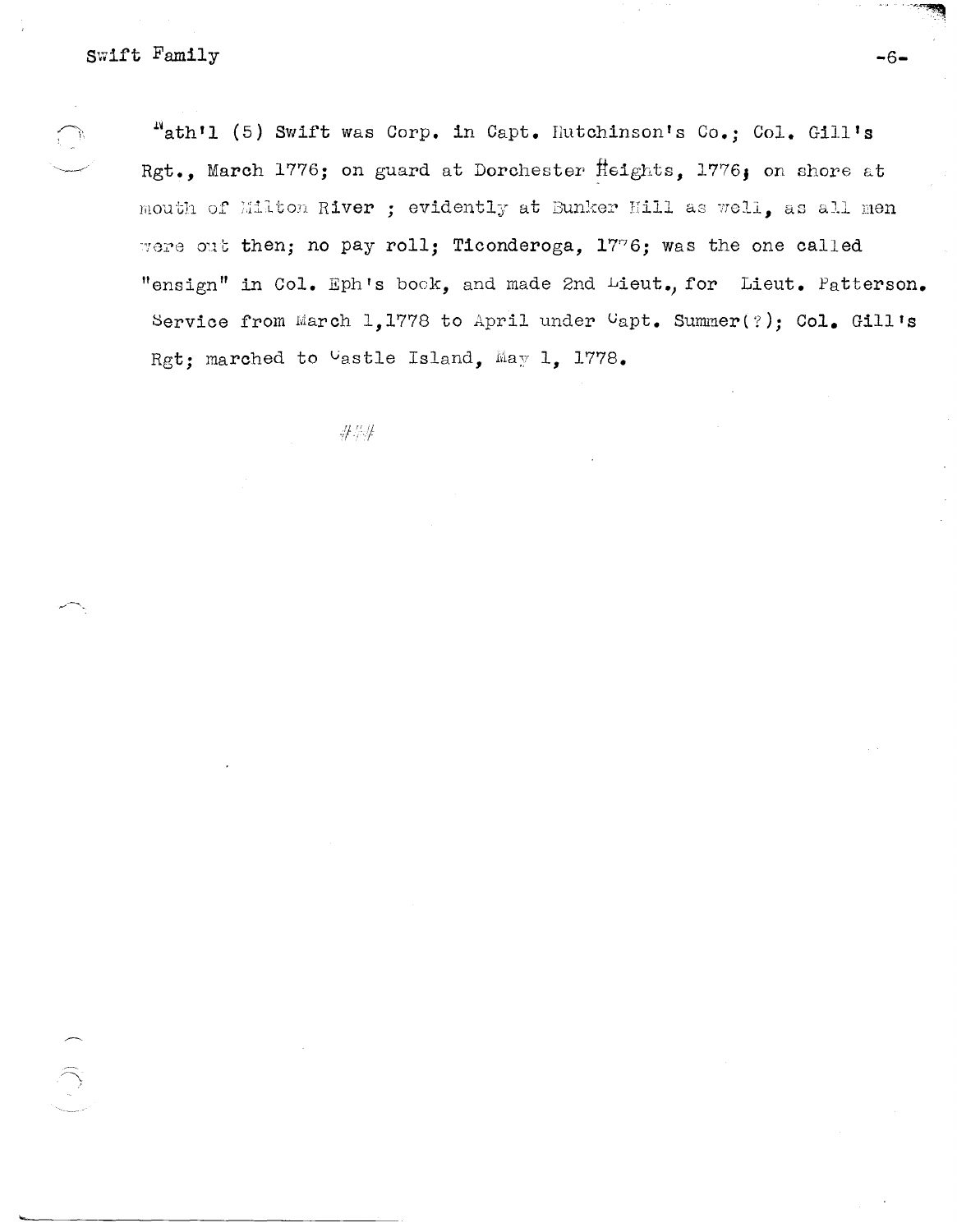Nath'l (5) Swift was Corp. in Capt. Hutchinson's Co.; Col. Gill's Rgt., March 1776; on guard at Dorchester Heights, 1776; on shore at mouth of Milton River ; evidently at Bunker Hill as well, as all men were out then; no pay roll; Ticonderoga, 1776; was the one called "ensign" in Col. Eph's book, and made 2nd Lieut., for Lieut. Patterson. Service from March 1,1778 to April under Capt. Summer(?); Col. Gill's Rgt; marched to Castle Island, May 1, 1778.

##